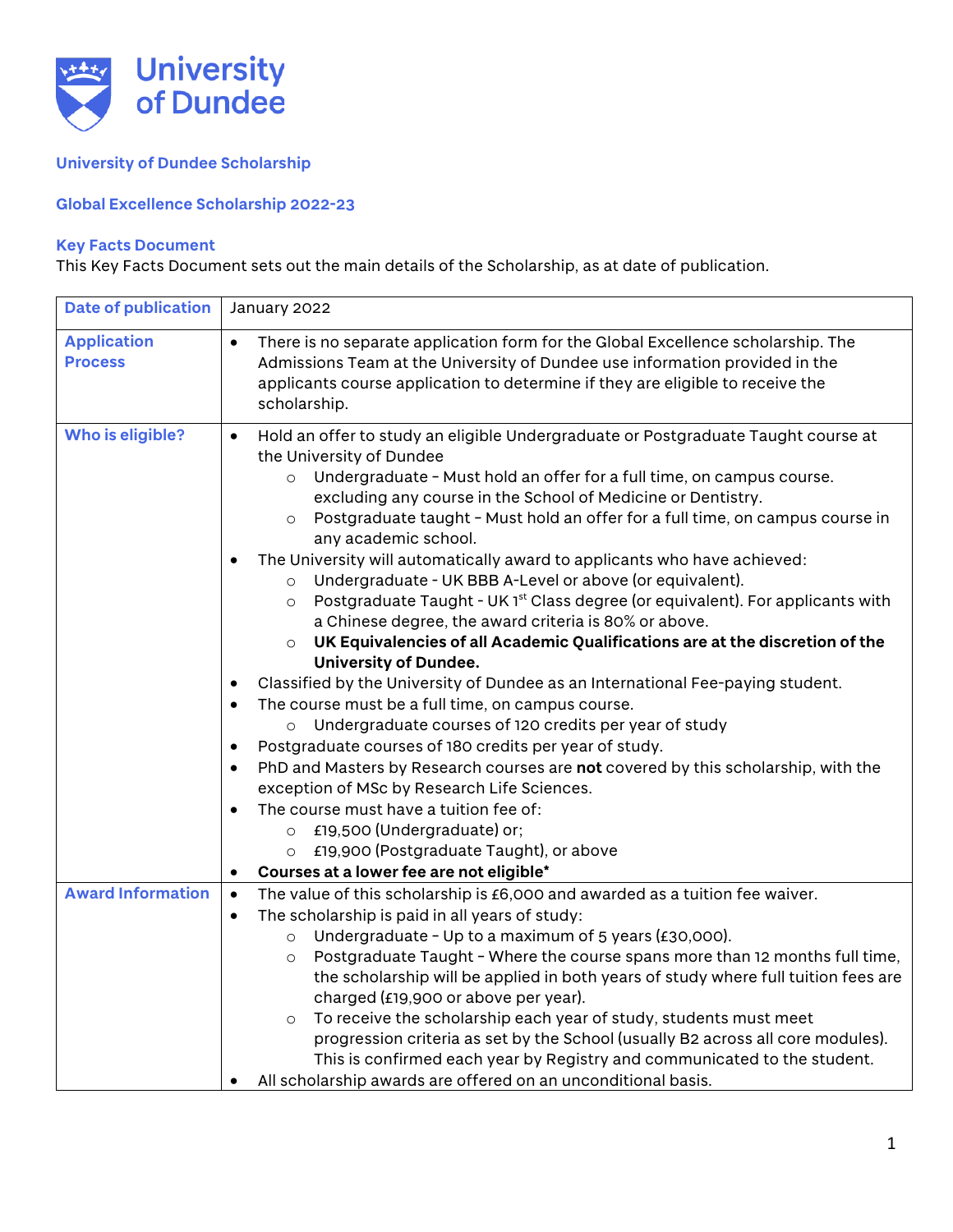University of Dundee

## University of Dundee Scholarship

## Global Excellence Scholarship 2022-23

### Key Facts Document

This Key Facts Document sets out the main details of the Scholarship, as at date of publication.

| | |
|---|---|
| **Date of publication** | January 2022 |
| **Application Process** | • There is no separate application form for the Global Excellence scholarship. The Admissions Team at the University of Dundee use information provided in the applicants course application to determine if they are eligible to receive the scholarship. |
| **Who is eligible?** | • Hold an offer to study an eligible Undergraduate or Postgraduate Taught course at the University of Dundee<br>  ○ Undergraduate – Must hold an offer for a full time, on campus course. excluding any course in the School of Medicine or Dentistry.<br>  ○ Postgraduate taught – Must hold an offer for a full time, on campus course in any academic school.<br>• The University will automatically award to applicants who have achieved:<br>  ○ Undergraduate - UK BBB A-Level or above (or equivalent).<br>  ○ Postgraduate Taught - UK 1st Class degree (or equivalent). For applicants with a Chinese degree, the award criteria is 80% or above.<br>  ○ **UK Equivalencies of all Academic Qualifications are at the discretion of the University of Dundee.**<br>• Classified by the University of Dundee as an International Fee-paying student.<br>• The course must be a full time, on campus course.<br>  ○ Undergraduate courses of 120 credits per year of study<br>• Postgraduate courses of 180 credits per year of study.<br>• PhD and Masters by Research courses are **not** covered by this scholarship, with the exception of MSc by Research Life Sciences.<br>• The course must have a tuition fee of:<br>  ○ £19,500 (Undergraduate) or;<br>  ○ £19,900 (Postgraduate Taught), or above<br>• **Courses at a lower fee are not eligible*** |
| **Award Information** | • The value of this scholarship is £6,000 and awarded as a tuition fee waiver.<br>• The scholarship is paid in all years of study:<br>  ○ Undergraduate – Up to a maximum of 5 years (£30,000).<br>  ○ Postgraduate Taught – Where the course spans more than 12 months full time, the scholarship will be applied in both years of study where full tuition fees are charged (£19,900 or above per year).<br>  ○ To receive the scholarship each year of study, students must meet progression criteria as set by the School (usually B2 across all core modules). This is confirmed each year by Registry and communicated to the student.<br>• All scholarship awards are offered on an unconditional basis. |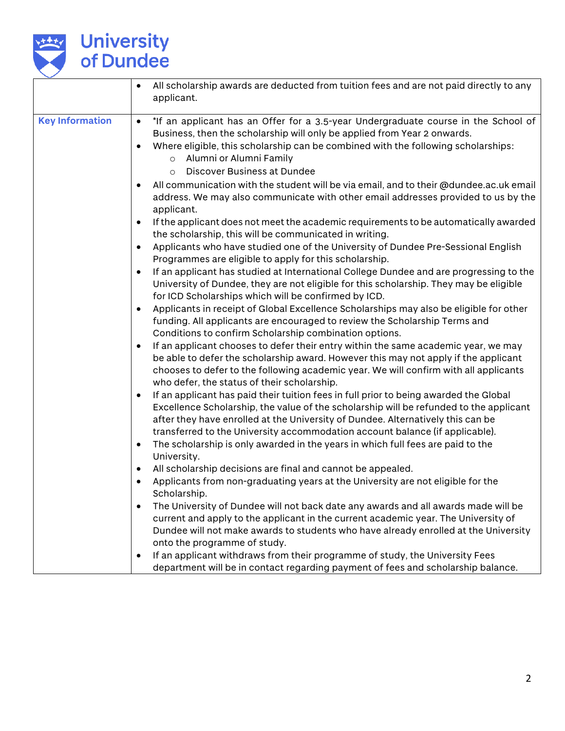| | |
|---|---|
| | • All scholarship awards are deducted from tuition fees and are not paid directly to any applicant. |
| **Key Information** | • *If an applicant has an Offer for a 3.5-year Undergraduate course in the School of Business, then the scholarship will only be applied from Year 2 onwards.<br>• Where eligible, this scholarship can be combined with the following scholarships:<br>  ○ Alumni or Alumni Family<br>  ○ Discover Business at Dundee<br>• All communication with the student will be via email, and to their @dundee.ac.uk email address. We may also communicate with other email addresses provided to us by the applicant.<br>• If the applicant does not meet the academic requirements to be automatically awarded the scholarship, this will be communicated in writing.<br>• Applicants who have studied one of the University of Dundee Pre-Sessional English Programmes are eligible to apply for this scholarship.<br>• If an applicant has studied at International College Dundee and are progressing to the University of Dundee, they are not eligible for this scholarship. They may be eligible for ICD Scholarships which will be confirmed by ICD.<br>• Applicants in receipt of Global Excellence Scholarships may also be eligible for other funding. All applicants are encouraged to review the Scholarship Terms and Conditions to confirm Scholarship combination options.<br>• If an applicant chooses to defer their entry within the same academic year, we may be able to defer the scholarship award. However this may not apply if the applicant chooses to defer to the following academic year. We will confirm with all applicants who defer, the status of their scholarship.<br>• If an applicant has paid their tuition fees in full prior to being awarded the Global Excellence Scholarship, the value of the scholarship will be refunded to the applicant after they have enrolled at the University of Dundee. Alternatively this can be transferred to the University accommodation account balance (if applicable).<br>• The scholarship is only awarded in the years in which full fees are paid to the University.<br>• All scholarship decisions are final and cannot be appealed.<br>• Applicants from non-graduating years at the University are not eligible for the Scholarship.<br>• The University of Dundee will not back date any awards and all awards made will be current and apply to the applicant in the current academic year. The University of Dundee will not make awards to students who have already enrolled at the University onto the programme of study.<br>• If an applicant withdraws from their programme of study, the University Fees department will be in contact regarding payment of fees and scholarship balance. |